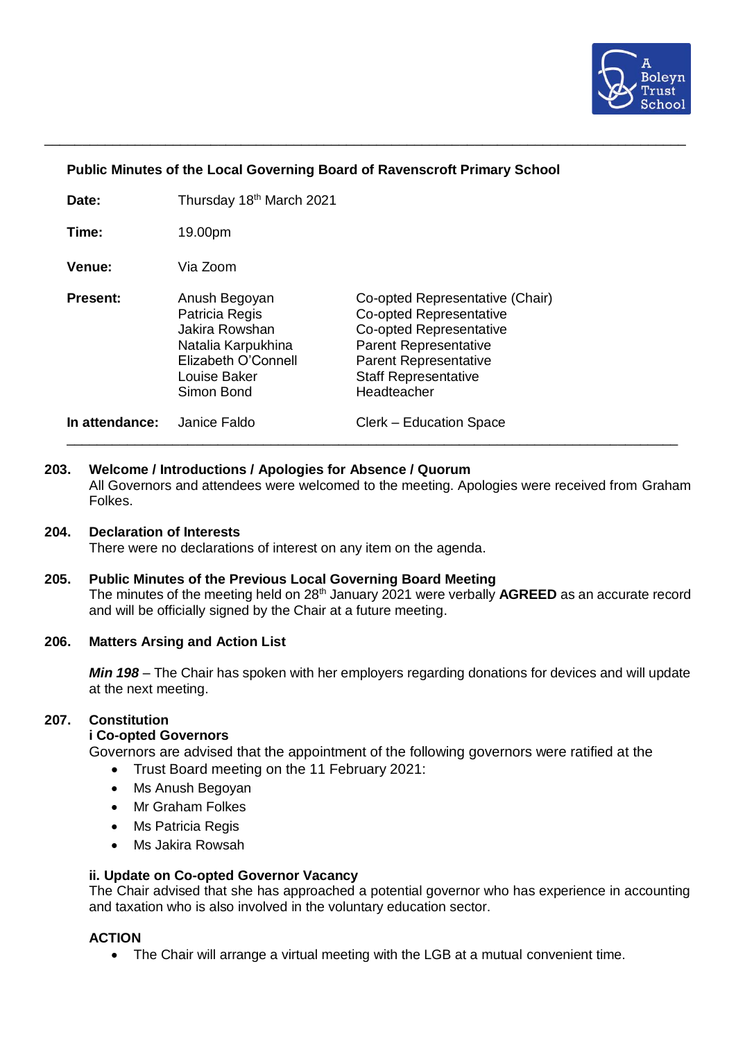## Public Minutes of the Local Governing Board of Ravenscroft Primary School

| | | |
|---|---|---|
| **Date:** | Thursday 18th March 2021 | |
| **Time:** | 19.00pm | |
| **Venue:** | Via Zoom | |
| **Present:** | Anush Begoyan | Co-opted Representative (Chair) |
| | Patricia Regis | Co-opted Representative |
| | Jakira Rowshan | Co-opted Representative |
| | Natalia Karpukhina | Parent Representative |
| | Elizabeth O'Connell | Parent Representative |
| | Louise Baker | Staff Representative |
| | Simon Bond | Headteacher |
| **In attendance:** | Janice Faldo | Clerk – Education Space |

**203. Welcome / Introductions / Apologies for Absence / Quorum**

All Governors and attendees were welcomed to the meeting. Apologies were received from Graham Folkes.

**204. Declaration of Interests**

There were no declarations of interest on any item on the agenda.

**205. Public Minutes of the Previous Local Governing Board Meeting**

The minutes of the meeting held on 28th January 2021 were verbally **AGREED** as an accurate record and will be officially signed by the Chair at a future meeting.

**206. Matters Arsing and Action List**

***Min 198*** – The Chair has spoken with her employers regarding donations for devices and will update at the next meeting.

**207. Constitution**

**i Co-opted Governors**

Governors are advised that the appointment of the following governors were ratified at the

- Trust Board meeting on the 11 February 2021:
- Ms Anush Begoyan
- Mr Graham Folkes
- Ms Patricia Regis
- Ms Jakira Rowsah

**ii. Update on Co-opted Governor Vacancy**

The Chair advised that she has approached a potential governor who has experience in accounting and taxation who is also involved in the voluntary education sector.

**ACTION**

- The Chair will arrange a virtual meeting with the LGB at a mutual convenient time.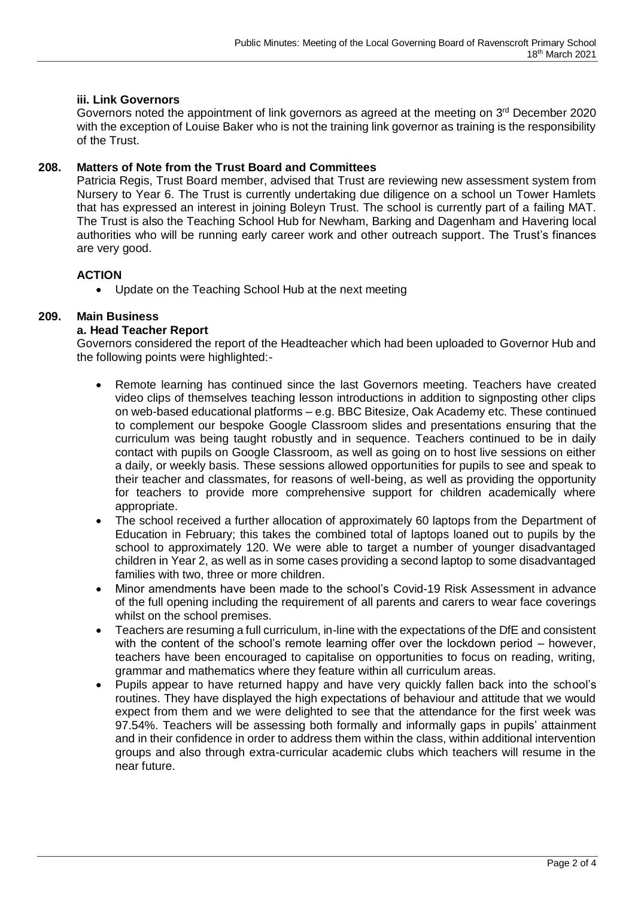**iii. Link Governors**

Governors noted the appointment of link governors as agreed at the meeting on 3rd December 2020 with the exception of Louise Baker who is not the training link governor as training is the responsibility of the Trust.

**208. Matters of Note from the Trust Board and Committees**

Patricia Regis, Trust Board member, advised that Trust are reviewing new assessment system from Nursery to Year 6. The Trust is currently undertaking due diligence on a school un Tower Hamlets that has expressed an interest in joining Boleyn Trust. The school is currently part of a failing MAT. The Trust is also the Teaching School Hub for Newham, Barking and Dagenham and Havering local authorities who will be running early career work and other outreach support. The Trust's finances are very good.

**ACTION**

- Update on the Teaching School Hub at the next meeting

**209. Main Business**

**a. Head Teacher Report**

Governors considered the report of the Headteacher which had been uploaded to Governor Hub and the following points were highlighted:-

- Remote learning has continued since the last Governors meeting. Teachers have created video clips of themselves teaching lesson introductions in addition to signposting other clips on web-based educational platforms – e.g. BBC Bitesize, Oak Academy etc. These continued to complement our bespoke Google Classroom slides and presentations ensuring that the curriculum was being taught robustly and in sequence. Teachers continued to be in daily contact with pupils on Google Classroom, as well as going on to host live sessions on either a daily, or weekly basis. These sessions allowed opportunities for pupils to see and speak to their teacher and classmates, for reasons of well-being, as well as providing the opportunity for teachers to provide more comprehensive support for children academically where appropriate.
- The school received a further allocation of approximately 60 laptops from the Department of Education in February; this takes the combined total of laptops loaned out to pupils by the school to approximately 120. We were able to target a number of younger disadvantaged children in Year 2, as well as in some cases providing a second laptop to some disadvantaged families with two, three or more children.
- Minor amendments have been made to the school's Covid-19 Risk Assessment in advance of the full opening including the requirement of all parents and carers to wear face coverings whilst on the school premises.
- Teachers are resuming a full curriculum, in-line with the expectations of the DfE and consistent with the content of the school's remote learning offer over the lockdown period – however, teachers have been encouraged to capitalise on opportunities to focus on reading, writing, grammar and mathematics where they feature within all curriculum areas.
- Pupils appear to have returned happy and have very quickly fallen back into the school's routines. They have displayed the high expectations of behaviour and attitude that we would expect from them and we were delighted to see that the attendance for the first week was 97.54%. Teachers will be assessing both formally and informally gaps in pupils' attainment and in their confidence in order to address them within the class, within additional intervention groups and also through extra-curricular academic clubs which teachers will resume in the near future.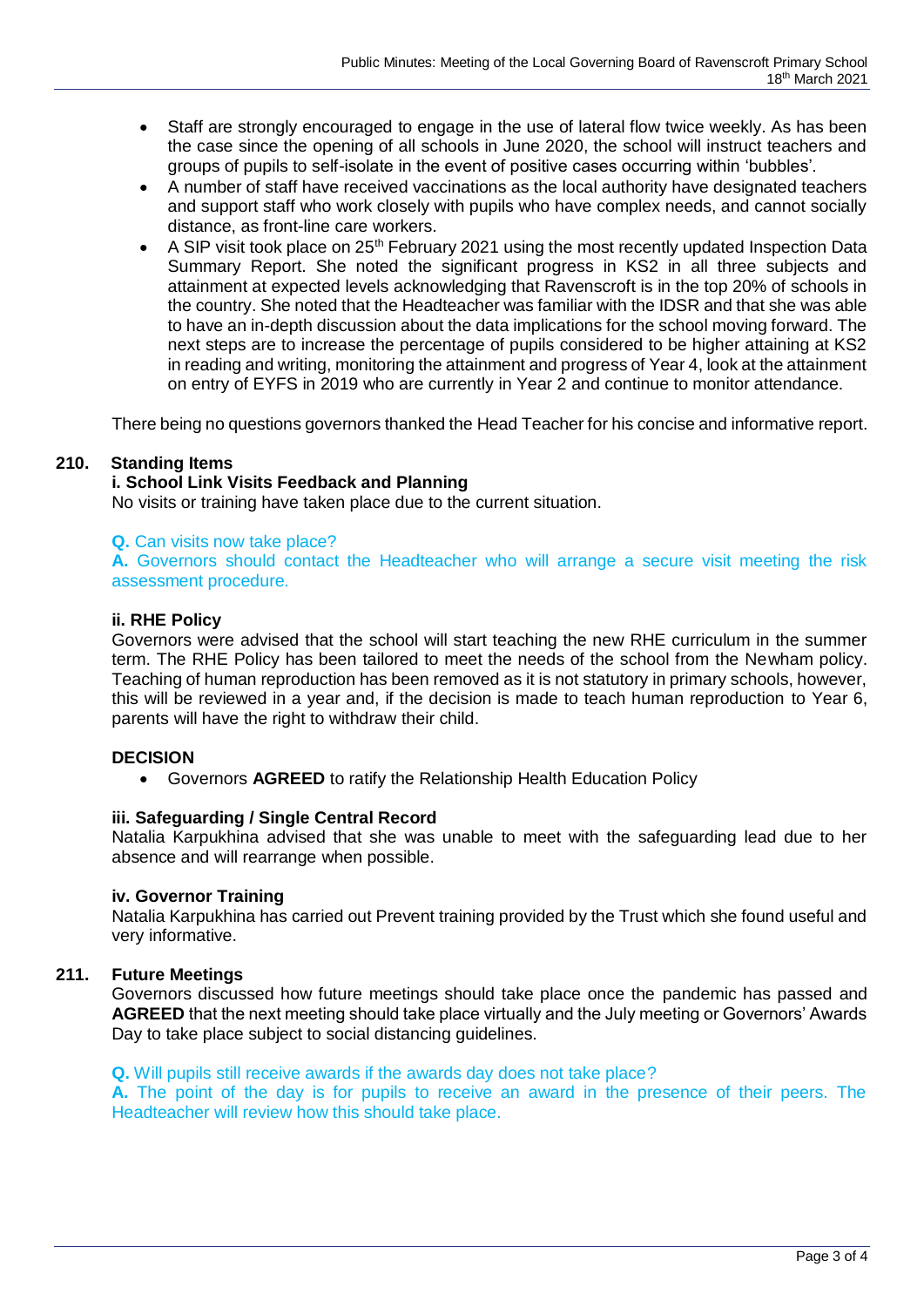- Staff are strongly encouraged to engage in the use of lateral flow twice weekly. As has been the case since the opening of all schools in June 2020, the school will instruct teachers and groups of pupils to self-isolate in the event of positive cases occurring within 'bubbles'.
- A number of staff have received vaccinations as the local authority have designated teachers and support staff who work closely with pupils who have complex needs, and cannot socially distance, as front-line care workers.
- A SIP visit took place on 25th February 2021 using the most recently updated Inspection Data Summary Report. She noted the significant progress in KS2 in all three subjects and attainment at expected levels acknowledging that Ravenscroft is in the top 20% of schools in the country. She noted that the Headteacher was familiar with the IDSR and that she was able to have an in-depth discussion about the data implications for the school moving forward. The next steps are to increase the percentage of pupils considered to be higher attaining at KS2 in reading and writing, monitoring the attainment and progress of Year 4, look at the attainment on entry of EYFS in 2019 who are currently in Year 2 and continue to monitor attendance.

There being no questions governors thanked the Head Teacher for his concise and informative report.

## 210. Standing Items

### i. School Link Visits Feedback and Planning

No visits or training have taken place due to the current situation.

**Q.** Can visits now take place?
**A.** Governors should contact the Headteacher who will arrange a secure visit meeting the risk assessment procedure.

### ii. RHE Policy

Governors were advised that the school will start teaching the new RHE curriculum in the summer term. The RHE Policy has been tailored to meet the needs of the school from the Newham policy. Teaching of human reproduction has been removed as it is not statutory in primary schools, however, this will be reviewed in a year and, if the decision is made to teach human reproduction to Year 6, parents will have the right to withdraw their child.

**DECISION**

- Governors **AGREED** to ratify the Relationship Health Education Policy

### iii. Safeguarding / Single Central Record

Natalia Karpukhina advised that she was unable to meet with the safeguarding lead due to her absence and will rearrange when possible.

### iv. Governor Training

Natalia Karpukhina has carried out Prevent training provided by the Trust which she found useful and very informative.

## 211. Future Meetings

Governors discussed how future meetings should take place once the pandemic has passed and **AGREED** that the next meeting should take place virtually and the July meeting or Governors' Awards Day to take place subject to social distancing guidelines.

**Q.** Will pupils still receive awards if the awards day does not take place?
**A.** The point of the day is for pupils to receive an award in the presence of their peers. The Headteacher will review how this should take place.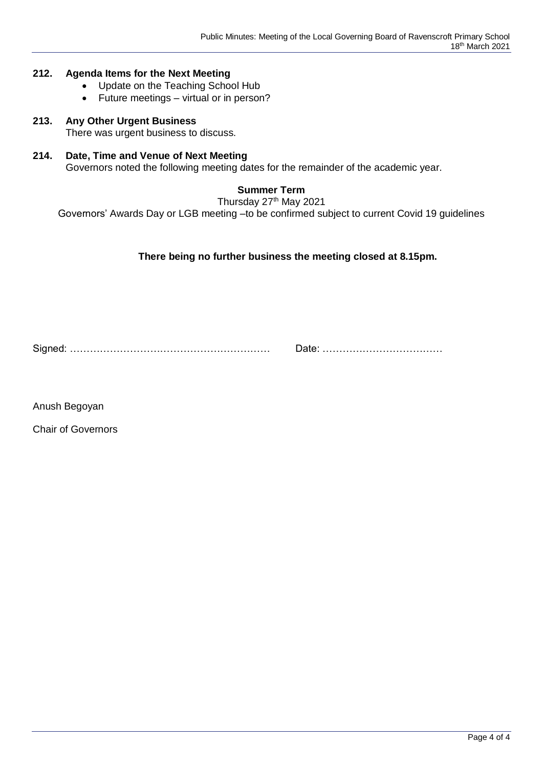**212. Agenda Items for the Next Meeting**

- Update on the Teaching School Hub
- Future meetings – virtual or in person?

**213. Any Other Urgent Business**

There was urgent business to discuss.

**214. Date, Time and Venue of Next Meeting**

Governors noted the following meeting dates for the remainder of the academic year.

**Summer Term**

Thursday 27th May 2021

Governors' Awards Day or LGB meeting –to be confirmed subject to current Covid 19 guidelines

**There being no further business the meeting closed at 8.15pm.**

Signed: …………………………………………………… Date: ………………………………

Anush Begoyan

Chair of Governors